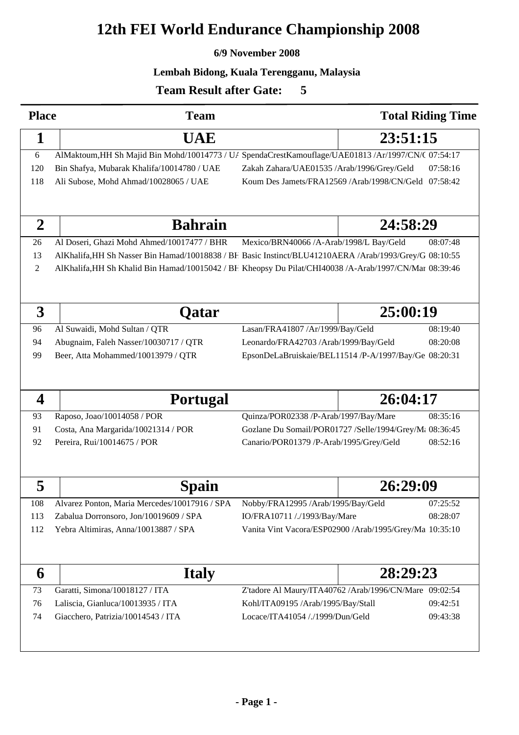# 12th FEI World Endurance Championship 2008

**6/9 November 2008**

**Lembah Bidong, Kuala Terengganu, Malaysia**

**Team Result after Gate: 5**

| Place | Team | | Total Riding Time |
|---|---|---|---|
| **1** | **UAE** | | **23:51:15** |
| 6 | AlMaktoum,HH Sh Majid Bin Mohd/10014773 / UA | SpendaCrestKamouflage/UAE01813 /Ar/1997/CN/C | 07:54:17 |
| 120 | Bin Shafya, Mubarak Khalifa/10014780 / UAE | Zakah Zahara/UAE01535 /Arab/1996/Grey/Geld | 07:58:16 |
| 118 | Ali Subose, Mohd Ahmad/10028065 / UAE | Koum Des Jamets/FRA12569 /Arab/1998/CN/Geld | 07:58:42 |
| **2** | **Bahrain** | | **24:58:29** |
| 26 | Al Doseri, Ghazi Mohd Ahmed/10017477 / BHR | Mexico/BRN40066 /A-Arab/1998/L Bay/Geld | 08:07:48 |
| 13 | AlKhalifa,HH Sh Nasser Bin Hamad/10018838 / BH | Basic Instinct/BLU41210AERA /Arab/1993/Grey/G | 08:10:55 |
| 2 | AlKhalifa,HH Sh Khalid Bin Hamad/10015042 / BH | Kheopsy Du Pilat/CHI40038 /A-Arab/1997/CN/Mar | 08:39:46 |
| **3** | **Qatar** | | **25:00:19** |
| 96 | Al Suwaidi, Mohd Sultan / QTR | Lasan/FRA41807 /Ar/1999/Bay/Geld | 08:19:40 |
| 94 | Abugnaim, Faleh Nasser/10030717 / QTR | Leonardo/FRA42703 /Arab/1999/Bay/Geld | 08:20:08 |
| 99 | Beer, Atta Mohammed/10013979 / QTR | EpsonDeLaBruiskaie/BEL11514 /P-A/1997/Bay/Ge | 08:20:31 |
| **4** | **Portugal** | | **26:04:17** |
| 93 | Raposo, Joao/10014058 / POR | Quinza/POR02338 /P-Arab/1997/Bay/Mare | 08:35:16 |
| 91 | Costa, Ana Margarida/10021314 / POR | Gozlane Du Somail/POR01727 /Selle/1994/Grey/Ma | 08:36:45 |
| 92 | Pereira, Rui/10014675 / POR | Canario/POR01379 /P-Arab/1995/Grey/Geld | 08:52:16 |
| **5** | **Spain** | | **26:29:09** |
| 108 | Alvarez Ponton, Maria Mercedes/10017916 / SPA | Nobby/FRA12995 /Arab/1995/Bay/Geld | 07:25:52 |
| 113 | Zabalua Dorronsoro, Jon/10019609 / SPA | IO/FRA10711 /./1993/Bay/Mare | 08:28:07 |
| 112 | Yebra Altimiras, Anna/10013887 / SPA | Vanita Vint Vacora/ESP02900 /Arab/1995/Grey/Ma | 10:35:10 |
| **6** | **Italy** | | **28:29:23** |
| 73 | Garatti, Simona/10018127 / ITA | Z'tadore Al Maury/ITA40762 /Arab/1996/CN/Mare | 09:02:54 |
| 76 | Laliscia, Gianluca/10013935 / ITA | Kohl/ITA09195 /Arab/1995/Bay/Stall | 09:42:51 |
| 74 | Giacchero, Patrizia/10014543 / ITA | Locace/ITA41054 /./1999/Dun/Geld | 09:43:38 |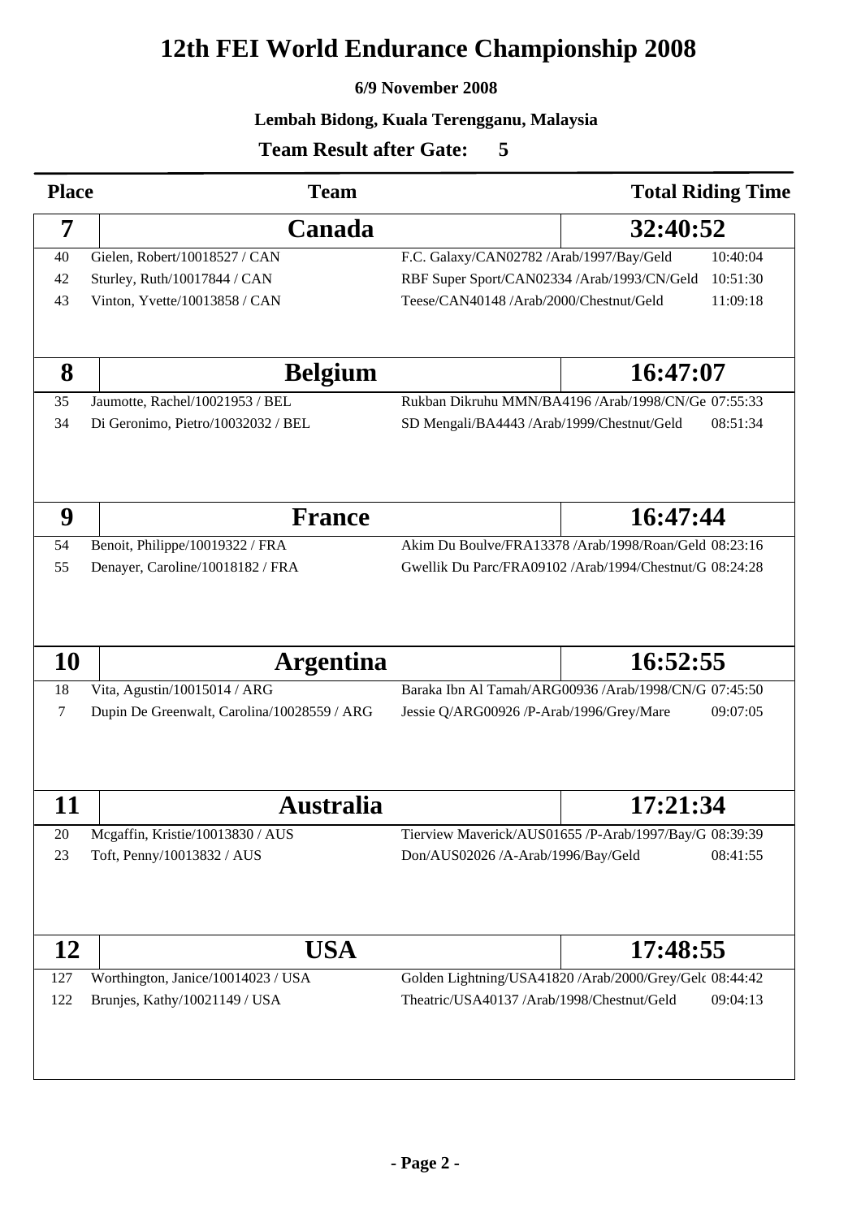# 12th FEI World Endurance Championship 2008

**6/9 November 2008**

**Lembah Bidong, Kuala Terengganu, Malaysia**

**Team Result after Gate: 5**

| Place | Team | | Total Riding Time |
|---|---|---|---|
| **7** | **Canada** | | **32:40:52** |
| 40 | Gielen, Robert/10018527 / CAN | F.C. Galaxy/CAN02782 /Arab/1997/Bay/Geld | 10:40:04 |
| 42 | Sturley, Ruth/10017844 / CAN | RBF Super Sport/CAN02334 /Arab/1993/CN/Geld | 10:51:30 |
| 43 | Vinton, Yvette/10013858 / CAN | Teese/CAN40148 /Arab/2000/Chestnut/Geld | 11:09:18 |
| **8** | **Belgium** | | **16:47:07** |
| 35 | Jaumotte, Rachel/10021953 / BEL | Rukban Dikruhu MMN/BA4196 /Arab/1998/CN/Ge | 07:55:33 |
| 34 | Di Geronimo, Pietro/10032032 / BEL | SD Mengali/BA4443 /Arab/1999/Chestnut/Geld | 08:51:34 |
| **9** | **France** | | **16:47:44** |
| 54 | Benoit, Philippe/10019322 / FRA | Akim Du Boulve/FRA13378 /Arab/1998/Roan/Geld | 08:23:16 |
| 55 | Denayer, Caroline/10018182 / FRA | Gwellik Du Parc/FRA09102 /Arab/1994/Chestnut/G | 08:24:28 |
| **10** | **Argentina** | | **16:52:55** |
| 18 | Vita, Agustin/10015014 / ARG | Baraka Ibn Al Tamah/ARG00936 /Arab/1998/CN/G | 07:45:50 |
| 7 | Dupin De Greenwalt, Carolina/10028559 / ARG | Jessie Q/ARG00926 /P-Arab/1996/Grey/Mare | 09:07:05 |
| **11** | **Australia** | | **17:21:34** |
| 20 | Mcgaffin, Kristie/10013830 / AUS | Tierview Maverick/AUS01655 /P-Arab/1997/Bay/G | 08:39:39 |
| 23 | Toft, Penny/10013832 / AUS | Don/AUS02026 /A-Arab/1996/Bay/Geld | 08:41:55 |
| **12** | **USA** | | **17:48:55** |
| 127 | Worthington, Janice/10014023 / USA | Golden Lightning/USA41820 /Arab/2000/Grey/Geld | 08:44:42 |
| 122 | Brunjes, Kathy/10021149 / USA | Theatric/USA40137 /Arab/1998/Chestnut/Geld | 09:04:13 |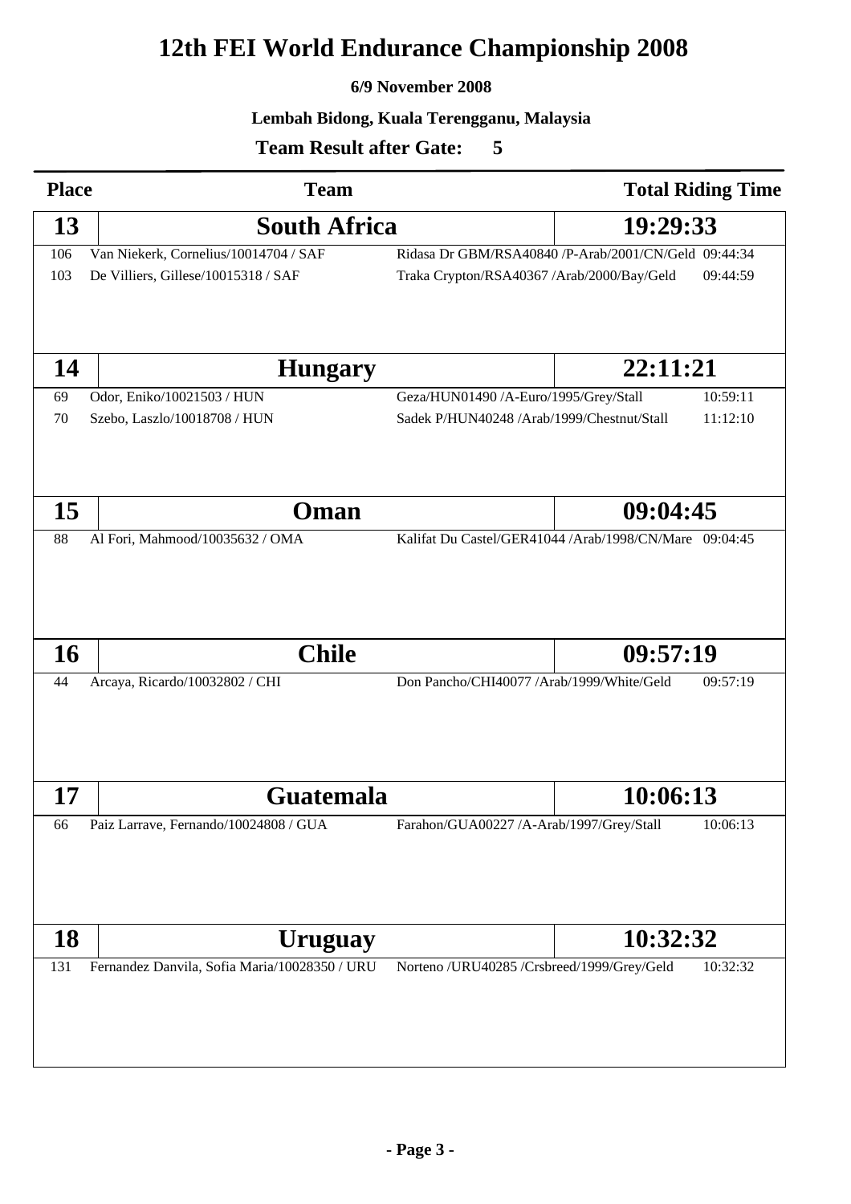# 12th FEI World Endurance Championship 2008

**6/9 November 2008**

**Lembah Bidong, Kuala Terengganu, Malaysia**

**Team Result after Gate: 5**

| Place | Team | | Total Riding Time |
|---|---|---|---|
| **13** | **South Africa** | | **19:29:33** |
| 106 | Van Niekerk, Cornelius/10014704 / SAF | Ridasa Dr GBM/RSA40840 /P-Arab/2001/CN/Geld | 09:44:34 |
| 103 | De Villiers, Gillese/10015318 / SAF | Traka Crypton/RSA40367 /Arab/2000/Bay/Geld | 09:44:59 |
| **14** | **Hungary** | | **22:11:21** |
| 69 | Odor, Eniko/10021503 / HUN | Geza/HUN01490 /A-Euro/1995/Grey/Stall | 10:59:11 |
| 70 | Szebo, Laszlo/10018708 / HUN | Sadek P/HUN40248 /Arab/1999/Chestnut/Stall | 11:12:10 |
| **15** | **Oman** | | **09:04:45** |
| 88 | Al Fori, Mahmood/10035632 / OMA | Kalifat Du Castel/GER41044 /Arab/1998/CN/Mare | 09:04:45 |
| **16** | **Chile** | | **09:57:19** |
| 44 | Arcaya, Ricardo/10032802 / CHI | Don Pancho/CHI40077 /Arab/1999/White/Geld | 09:57:19 |
| **17** | **Guatemala** | | **10:06:13** |
| 66 | Paiz Larrave, Fernando/10024808 / GUA | Farahon/GUA00227 /A-Arab/1997/Grey/Stall | 10:06:13 |
| **18** | **Uruguay** | | **10:32:32** |
| 131 | Fernandez Danvila, Sofia Maria/10028350 / URU | Norteno /URU40285 /Crsbreed/1999/Grey/Geld | 10:32:32 |